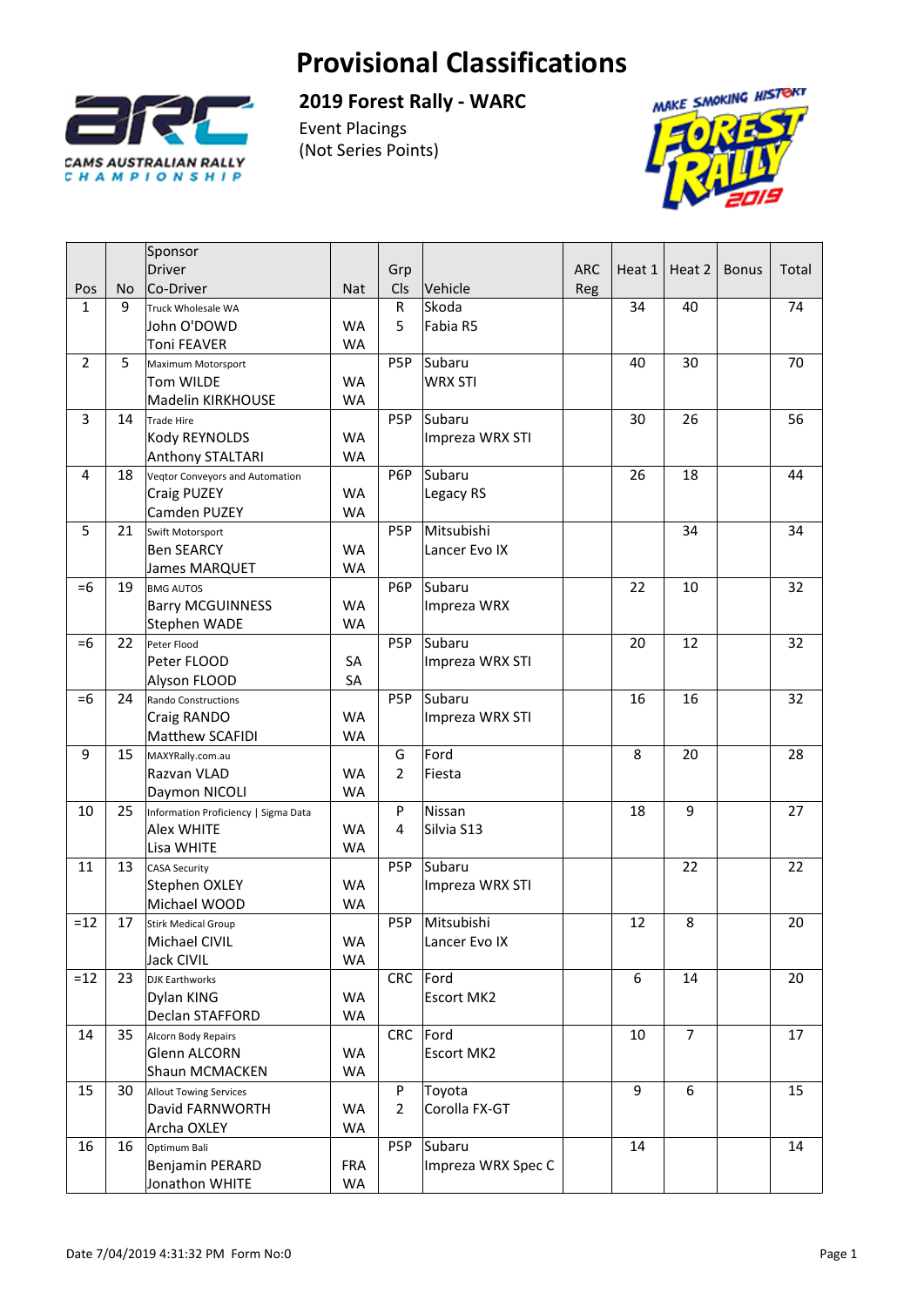# Provisional Classifications

## 2019 Forest Rally - WARC

Event Placings
(Not Series Points)

| Pos | No | Sponsor<br>Driver<br>Co-Driver | Nat | Grp<br>Cls | Vehicle | ARC<br>Reg | Heat 1 | Heat 2 | Bonus | Total |
|---|---|---|---|---|---|---|---|---|---|---|
| 1 | 9 | Truck Wholesale WA<br>John O'DOWD<br>Toni FEAVER | WA<br>WA | R<br>5 | Skoda<br>Fabia R5 | | 34 | 40 | | 74 |
| 2 | 5 | Maximum Motorsport<br>Tom WILDE<br>Madelin KIRKHOUSE | WA<br>WA | P5P | Subaru<br>WRX STI | | 40 | 30 | | 70 |
| 3 | 14 | Trade Hire<br>Kody REYNOLDS<br>Anthony STALTARI | WA<br>WA | P5P | Subaru<br>Impreza WRX STI | | 30 | 26 | | 56 |
| 4 | 18 | Veqtor Conveyors and Automation<br>Craig PUZEY<br>Camden PUZEY | WA<br>WA | P6P | Subaru<br>Legacy RS | | 26 | 18 | | 44 |
| 5 | 21 | Swift Motorsport<br>Ben SEARCY<br>James MARQUET | WA<br>WA | P5P | Mitsubishi<br>Lancer Evo IX | | | 34 | | 34 |
| =6 | 19 | BMG AUTOS<br>Barry MCGUINNESS<br>Stephen WADE | WA<br>WA | P6P | Subaru<br>Impreza WRX | | 22 | 10 | | 32 |
| =6 | 22 | Peter Flood<br>Peter FLOOD<br>Alyson FLOOD | SA<br>SA | P5P | Subaru<br>Impreza WRX STI | | 20 | 12 | | 32 |
| =6 | 24 | Rando Constructions<br>Craig RANDO<br>Matthew SCAFIDI | WA<br>WA | P5P | Subaru<br>Impreza WRX STI | | 16 | 16 | | 32 |
| 9 | 15 | MAXYRally.com.au<br>Razvan VLAD<br>Daymon NICOLI | WA<br>WA | G<br>2 | Ford<br>Fiesta | | 8 | 20 | | 28 |
| 10 | 25 | Information Proficiency \| Sigma Data<br>Alex WHITE<br>Lisa WHITE | WA<br>WA | P<br>4 | Nissan<br>Silvia S13 | | 18 | 9 | | 27 |
| 11 | 13 | CASA Security<br>Stephen OXLEY<br>Michael WOOD | WA<br>WA | P5P | Subaru<br>Impreza WRX STI | | | 22 | | 22 |
| =12 | 17 | Stirk Medical Group<br>Michael CIVIL<br>Jack CIVIL | WA<br>WA | P5P | Mitsubishi<br>Lancer Evo IX | | 12 | 8 | | 20 |
| =12 | 23 | DJK Earthworks<br>Dylan KING<br>Declan STAFFORD | WA<br>WA | CRC | Ford<br>Escort MK2 | | 6 | 14 | | 20 |
| 14 | 35 | Alcorn Body Repairs<br>Glenn ALCORN<br>Shaun MCMACKEN | WA<br>WA | CRC | Ford<br>Escort MK2 | | 10 | 7 | | 17 |
| 15 | 30 | Allout Towing Services<br>David FARNWORTH<br>Archa OXLEY | WA<br>WA | P<br>2 | Toyota<br>Corolla FX-GT | | 9 | 6 | | 15 |
| 16 | 16 | Optimum Bali<br>Benjamin PERARD<br>Jonathon WHITE | FRA<br>WA | P5P | Subaru<br>Impreza WRX Spec C | | 14 | | | 14 |

Date 7/04/2019 4:31:32 PM Form No:0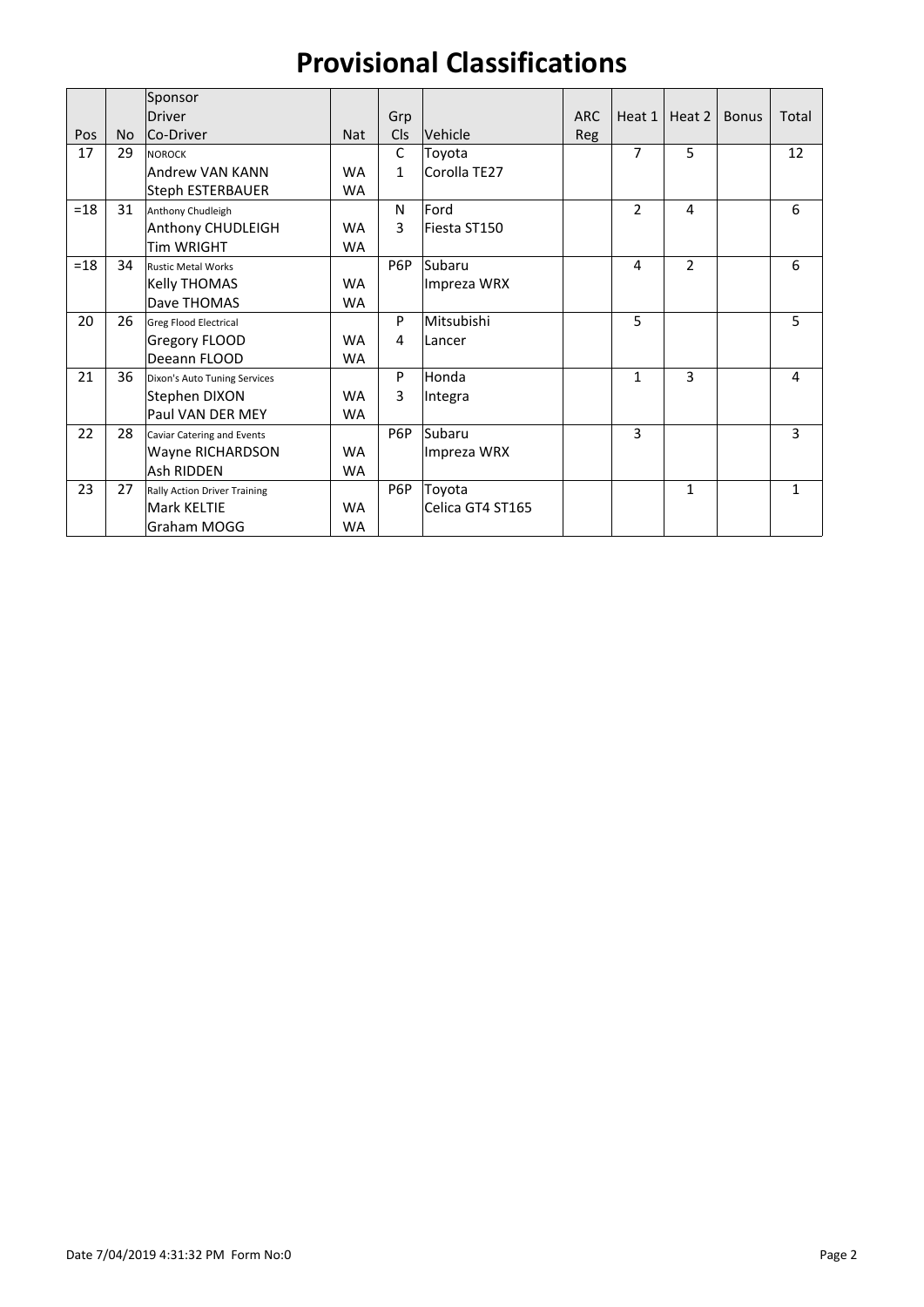# Provisional Classifications

| Pos | No | Sponsor<br>Driver<br>Co-Driver | Nat | Grp<br>Cls | Vehicle | ARC<br>Reg | Heat 1 | Heat 2 | Bonus | Total |
|---|---|---|---|---|---|---|---|---|---|---|
| 17 | 29 | NOROCK<br>Andrew VAN KANN<br>Steph ESTERBAUER | <br>WA<br>WA | C<br>1 | Toyota<br>Corolla TE27 | | 7 | 5 | | 12 |
| =18 | 31 | Anthony Chudleigh<br>Anthony CHUDLEIGH<br>Tim WRIGHT | <br>WA<br>WA | N<br>3 | Ford<br>Fiesta ST150 | | 2 | 4 | | 6 |
| =18 | 34 | Rustic Metal Works<br>Kelly THOMAS<br>Dave THOMAS | <br>WA<br>WA | P6P | Subaru<br>Impreza WRX | | 4 | 2 | | 6 |
| 20 | 26 | Greg Flood Electrical<br>Gregory FLOOD<br>Deeann FLOOD | <br>WA<br>WA | P<br>4 | Mitsubishi<br>Lancer | | 5 | | | 5 |
| 21 | 36 | Dixon's Auto Tuning Services<br>Stephen DIXON<br>Paul VAN DER MEY | <br>WA<br>WA | P<br>3 | Honda<br>Integra | | 1 | 3 | | 4 |
| 22 | 28 | Caviar Catering and Events<br>Wayne RICHARDSON<br>Ash RIDDEN | <br>WA<br>WA | P6P | Subaru<br>Impreza WRX | | 3 | | | 3 |
| 23 | 27 | Rally Action Driver Training<br>Mark KELTIE<br>Graham MOGG | <br>WA<br>WA | P6P | Toyota<br>Celica GT4 ST165 | | | 1 | | 1 |

Date 7/04/2019 4:31:32 PM Form No:0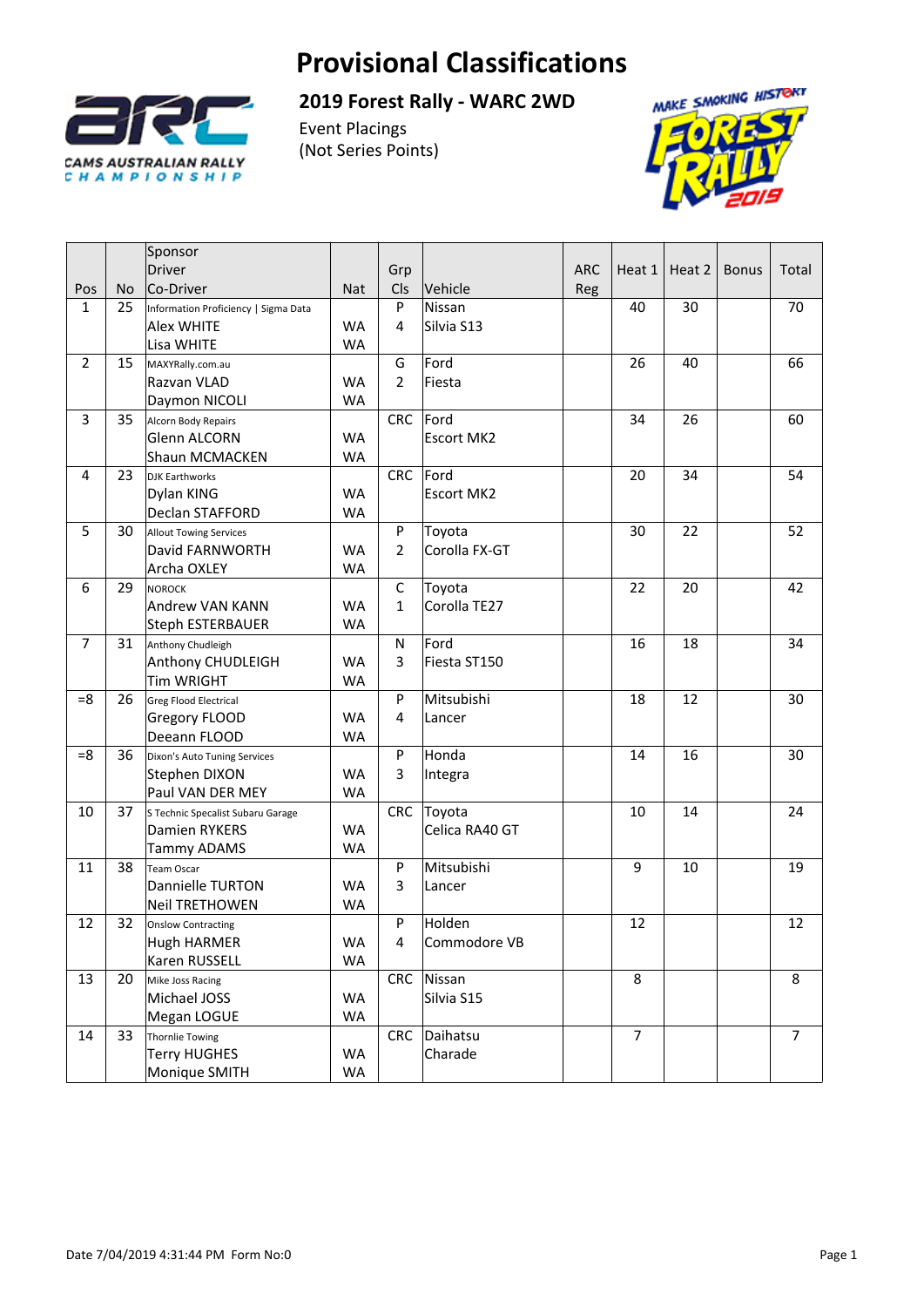# Provisional Classifications

## 2019 Forest Rally - WARC 2WD

Event Placings
(Not Series Points)

| Pos | No | Sponsor / Driver / Co-Driver | Nat | Grp / Cls | Vehicle | ARC Reg | Heat 1 | Heat 2 | Bonus | Total |
|---|---|---|---|---|---|---|---|---|---|---|
| 1 | 25 | Information Proficiency \| Sigma Data<br>Alex WHITE<br>Lisa WHITE | <br>WA<br>WA | P<br>4 | Nissan<br>Silvia S13 | | 40 | 30 | | 70 |
| 2 | 15 | MAXYRally.com.au<br>Razvan VLAD<br>Daymon NICOLI | <br>WA<br>WA | G<br>2 | Ford<br>Fiesta | | 26 | 40 | | 66 |
| 3 | 35 | Alcorn Body Repairs<br>Glenn ALCORN<br>Shaun MCMACKEN | <br>WA<br>WA | CRC | Ford<br>Escort MK2 | | 34 | 26 | | 60 |
| 4 | 23 | DJK Earthworks<br>Dylan KING<br>Declan STAFFORD | <br>WA<br>WA | CRC | Ford<br>Escort MK2 | | 20 | 34 | | 54 |
| 5 | 30 | Allout Towing Services<br>David FARNWORTH<br>Archa OXLEY | <br>WA<br>WA | P<br>2 | Toyota<br>Corolla FX-GT | | 30 | 22 | | 52 |
| 6 | 29 | NOROCK<br>Andrew VAN KANN<br>Steph ESTERBAUER | <br>WA<br>WA | C<br>1 | Toyota<br>Corolla TE27 | | 22 | 20 | | 42 |
| 7 | 31 | Anthony Chudleigh<br>Anthony CHUDLEIGH<br>Tim WRIGHT | <br>WA<br>WA | N<br>3 | Ford<br>Fiesta ST150 | | 16 | 18 | | 34 |
| =8 | 26 | Greg Flood Electrical<br>Gregory FLOOD<br>Deeann FLOOD | <br>WA<br>WA | P<br>4 | Mitsubishi<br>Lancer | | 18 | 12 | | 30 |
| =8 | 36 | Dixon's Auto Tuning Services<br>Stephen DIXON<br>Paul VAN DER MEY | <br>WA<br>WA | P<br>3 | Honda<br>Integra | | 14 | 16 | | 30 |
| 10 | 37 | S Technic Specalist Subaru Garage<br>Damien RYKERS<br>Tammy ADAMS | <br>WA<br>WA | CRC | Toyota<br>Celica RA40 GT | | 10 | 14 | | 24 |
| 11 | 38 | Team Oscar<br>Dannielle TURTON<br>Neil TRETHOWEN | <br>WA<br>WA | P<br>3 | Mitsubishi<br>Lancer | | 9 | 10 | | 19 |
| 12 | 32 | Onslow Contracting<br>Hugh HARMER<br>Karen RUSSELL | <br>WA<br>WA | P<br>4 | Holden<br>Commodore VB | | 12 | | | 12 |
| 13 | 20 | Mike Joss Racing<br>Michael JOSS<br>Megan LOGUE | <br>WA<br>WA | CRC | Nissan<br>Silvia S15 | | 8 | | | 8 |
| 14 | 33 | Thornlie Towing<br>Terry HUGHES<br>Monique SMITH | <br>WA<br>WA | CRC | Daihatsu<br>Charade | | 7 | | | 7 |

Date 7/04/2019 4:31:44 PM Form No:0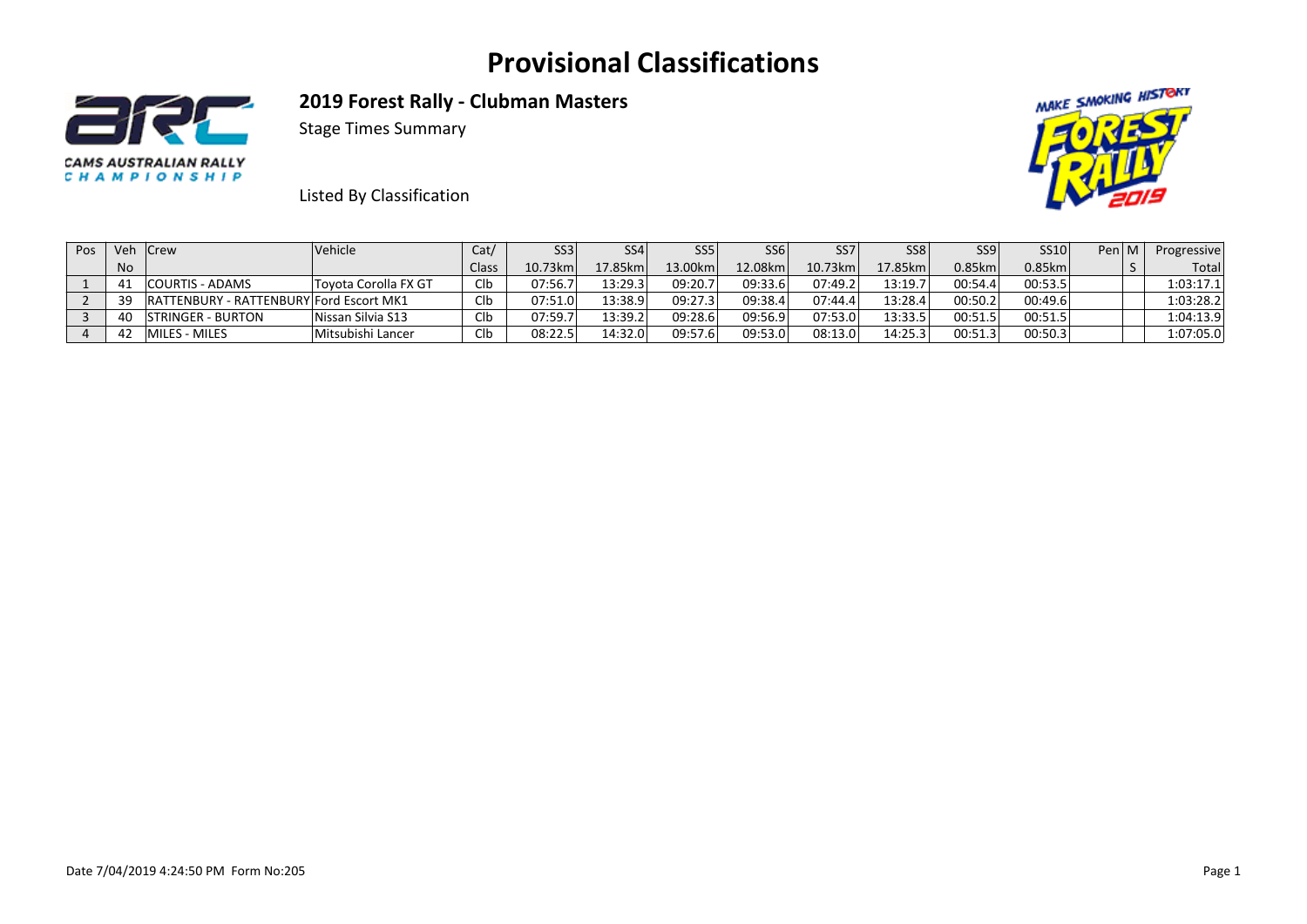# Provisional Classifications

CAMS AUSTRALIAN RALLY CHAMPIONSHIP

## 2019 Forest Rally - Clubman Masters

Stage Times Summary

Listed By Classification

| Pos | Veh No | Crew | Vehicle | Cat/ Class | SS3 10.73km | SS4 17.85km | SS5 13.00km | SS6 12.08km | SS7 10.73km | SS8 17.85km | SS9 0.85km | SS10 0.85km | Pen | MS | Progressive Total |
|---|---|---|---|---|---|---|---|---|---|---|---|---|---|---|---|
| 1 | 41 | COURTIS - ADAMS | Toyota Corolla FX GT | Clb | 07:56.7 | 13:29.3 | 09:20.7 | 09:33.6 | 07:49.2 | 13:19.7 | 00:54.4 | 00:53.5 | | | 1:03:17.1 |
| 2 | 39 | RATTENBURY - RATTENBURY | Ford Escort MK1 | Clb | 07:51.0 | 13:38.9 | 09:27.3 | 09:38.4 | 07:44.4 | 13:28.4 | 00:50.2 | 00:49.6 | | | 1:03:28.2 |
| 3 | 40 | STRINGER - BURTON | Nissan Silvia S13 | Clb | 07:59.7 | 13:39.2 | 09:28.6 | 09:56.9 | 07:53.0 | 13:33.5 | 00:51.5 | 00:51.5 | | | 1:04:13.9 |
| 4 | 42 | MILES - MILES | Mitsubishi Lancer | Clb | 08:22.5 | 14:32.0 | 09:57.6 | 09:53.0 | 08:13.0 | 14:25.3 | 00:51.3 | 00:50.3 | | | 1:07:05.0 |

Date 7/04/2019 4:24:50 PM Form No:205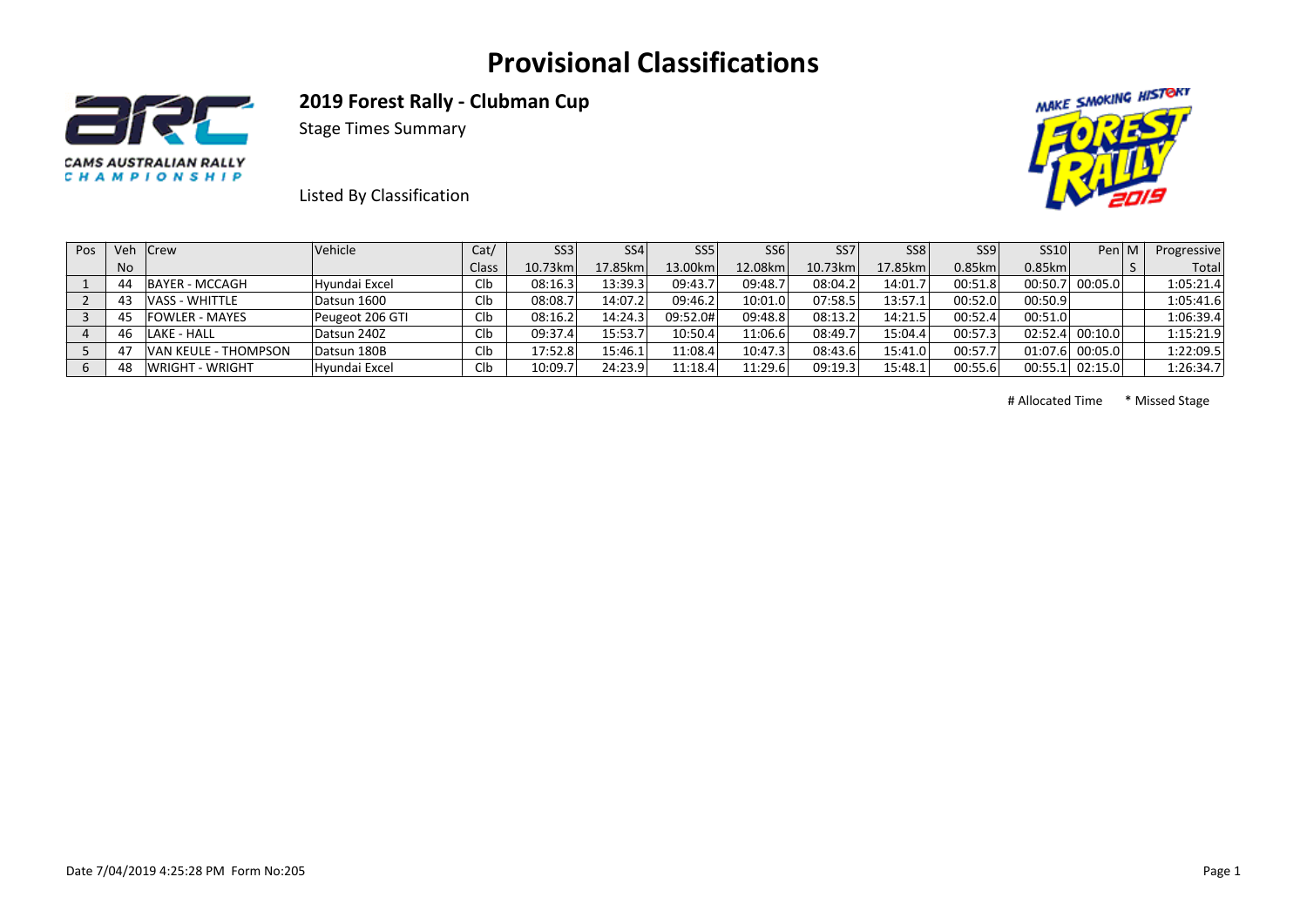# Provisional Classifications

## 2019 Forest Rally - Clubman Cup

Stage Times Summary

Listed By Classification

| Pos | Veh No | Crew | Vehicle | Cat/ Class | SS3 10.73km | SS4 17.85km | SS5 13.00km | SS6 12.08km | SS7 10.73km | SS8 17.85km | SS9 0.85km | SS10 0.85km | Pen | MS | Progressive Total |
|---|---|---|---|---|---|---|---|---|---|---|---|---|---|---|---|
| 1 | 44 | BAYER - MCCAGH | Hyundai Excel | Clb | 08:16.3 | 13:39.3 | 09:43.7 | 09:48.7 | 08:04.2 | 14:01.7 | 00:51.8 | 00:50.7 | 00:05.0 | | 1:05:21.4 |
| 2 | 43 | VASS - WHITTLE | Datsun 1600 | Clb | 08:08.7 | 14:07.2 | 09:46.2 | 10:01.0 | 07:58.5 | 13:57.1 | 00:52.0 | 00:50.9 | | | 1:05:41.6 |
| 3 | 45 | FOWLER - MAYES | Peugeot 206 GTI | Clb | 08:16.2 | 14:24.3 | 09:52.0# | 09:48.8 | 08:13.2 | 14:21.5 | 00:52.4 | 00:51.0 | | | 1:06:39.4 |
| 4 | 46 | LAKE - HALL | Datsun 240Z | Clb | 09:37.4 | 15:53.7 | 10:50.4 | 11:06.6 | 08:49.7 | 15:04.4 | 00:57.3 | 02:52.4 | 00:10.0 | | 1:15:21.9 |
| 5 | 47 | VAN KEULE - THOMPSON | Datsun 180B | Clb | 17:52.8 | 15:46.1 | 11:08.4 | 10:47.3 | 08:43.6 | 15:41.0 | 00:57.7 | 01:07.6 | 00:05.0 | | 1:22:09.5 |
| 6 | 48 | WRIGHT - WRIGHT | Hyundai Excel | Clb | 10:09.7 | 24:23.9 | 11:18.4 | 11:29.6 | 09:19.3 | 15:48.1 | 00:55.6 | 00:55.1 | 02:15.0 | | 1:26:34.7 |

# Allocated Time &nbsp;&nbsp;&nbsp; * Missed Stage

Date 7/04/2019 4:25:28 PM Form No:205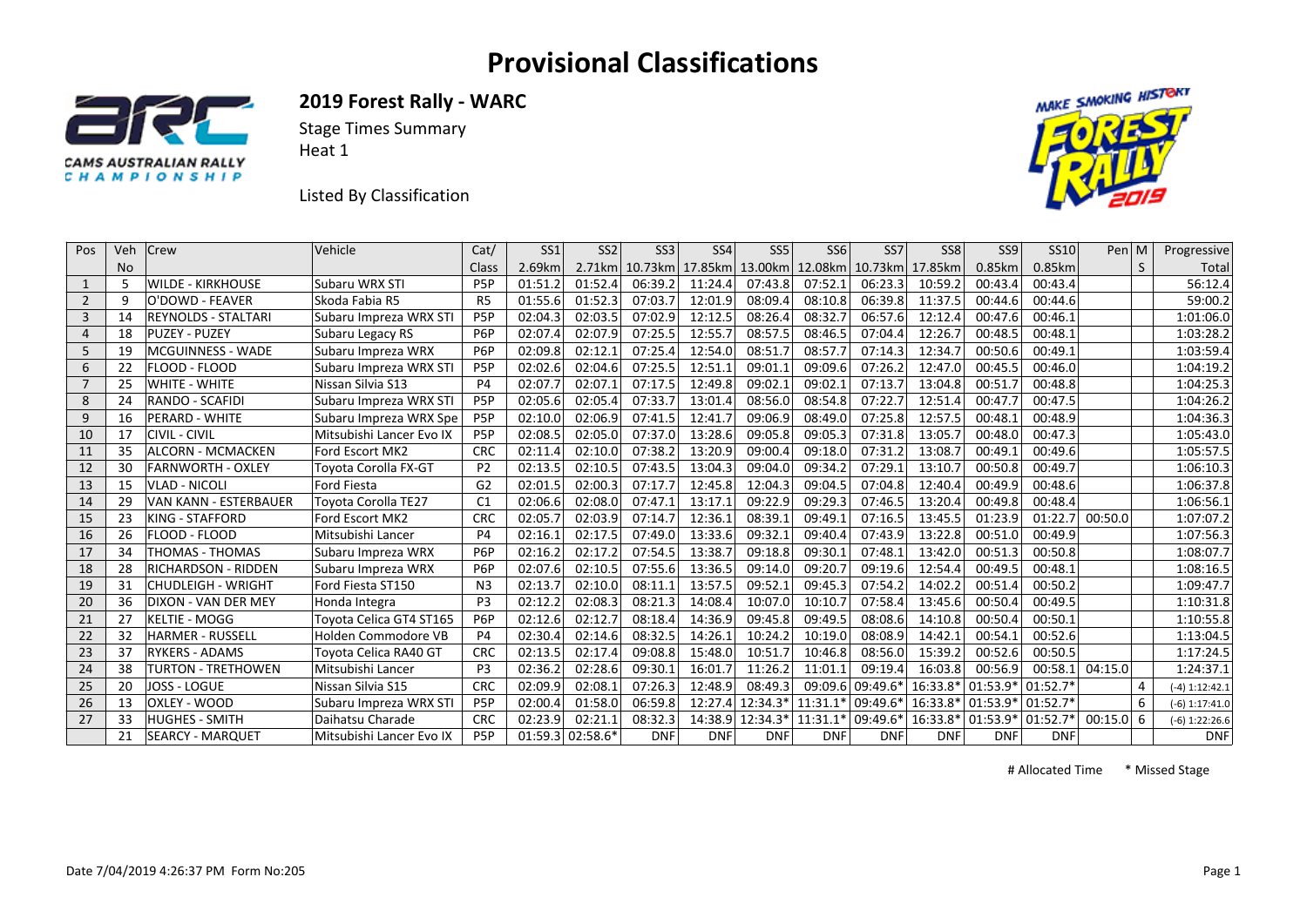# Provisional Classifications

**CAMS AUSTRALIAN RALLY CHAMPIONSHIP**

## 2019 Forest Rally - WARC

Stage Times Summary
Heat 1

Listed By Classification

| Pos | Veh No | Crew | Vehicle | Cat/ Class | SS1 2.69km | SS2 2.71km | SS3 10.73km | SS4 17.85km | SS5 13.00km | SS6 12.08km | SS7 10.73km | SS8 17.85km | SS9 0.85km | SS10 0.85km | Pen | MS | Progressive Total |
|---|---|---|---|---|---|---|---|---|---|---|---|---|---|---|---|---|---|
| 1 | 5 | WILDE - KIRKHOUSE | Subaru WRX STI | P5P | 01:51.2 | 01:52.4 | 06:39.2 | 11:24.4 | 07:43.8 | 07:52.1 | 06:23.3 | 10:59.2 | 00:43.4 | 00:43.4 | | | 56:12.4 |
| 2 | 9 | O'DOWD - FEAVER | Skoda Fabia R5 | R5 | 01:55.6 | 01:52.3 | 07:03.7 | 12:01.9 | 08:09.4 | 08:10.8 | 06:39.8 | 11:37.5 | 00:44.6 | 00:44.6 | | | 59:00.2 |
| 3 | 14 | REYNOLDS - STALTARI | Subaru Impreza WRX STI | P5P | 02:04.3 | 02:03.5 | 07:02.9 | 12:12.5 | 08:26.4 | 08:32.7 | 06:57.6 | 12:12.4 | 00:47.6 | 00:46.1 | | | 1:01:06.0 |
| 4 | 18 | PUZEY - PUZEY | Subaru Legacy RS | P6P | 02:07.4 | 02:07.9 | 07:25.5 | 12:55.7 | 08:57.5 | 08:46.5 | 07:04.4 | 12:26.7 | 00:48.5 | 00:48.1 | | | 1:03:28.2 |
| 5 | 19 | MCGUINNESS - WADE | Subaru Impreza WRX | P6P | 02:09.8 | 02:12.1 | 07:25.4 | 12:54.0 | 08:51.7 | 08:57.7 | 07:14.3 | 12:34.7 | 00:50.6 | 00:49.1 | | | 1:03:59.4 |
| 6 | 22 | FLOOD - FLOOD | Subaru Impreza WRX STI | P5P | 02:02.6 | 02:04.6 | 07:25.5 | 12:51.1 | 09:01.1 | 09:09.6 | 07:26.2 | 12:47.0 | 00:45.5 | 00:46.0 | | | 1:04:19.2 |
| 7 | 25 | WHITE - WHITE | Nissan Silvia S13 | P4 | 02:07.7 | 02:07.1 | 07:17.5 | 12:49.8 | 09:02.1 | 09:02.1 | 07:13.7 | 13:04.8 | 00:51.7 | 00:48.8 | | | 1:04:25.3 |
| 8 | 24 | RANDO - SCAFIDI | Subaru Impreza WRX STI | P5P | 02:05.6 | 02:05.4 | 07:33.7 | 13:01.4 | 08:56.0 | 08:54.8 | 07:22.7 | 12:51.4 | 00:47.7 | 00:47.5 | | | 1:04:26.2 |
| 9 | 16 | PERARD - WHITE | Subaru Impreza WRX Spe | P5P | 02:10.0 | 02:06.9 | 07:41.5 | 12:41.7 | 09:06.9 | 08:49.0 | 07:25.8 | 12:57.5 | 00:48.1 | 00:48.9 | | | 1:04:36.3 |
| 10 | 17 | CIVIL - CIVIL | Mitsubishi Lancer Evo IX | P5P | 02:08.5 | 02:05.0 | 07:37.0 | 13:28.6 | 09:05.8 | 09:05.3 | 07:31.8 | 13:05.7 | 00:48.0 | 00:47.3 | | | 1:05:43.0 |
| 11 | 35 | ALCORN - MCMACKEN | Ford Escort MK2 | CRC | 02:11.4 | 02:10.0 | 07:38.2 | 13:20.9 | 09:00.4 | 09:18.0 | 07:31.2 | 13:08.7 | 00:49.1 | 00:49.6 | | | 1:05:57.5 |
| 12 | 30 | FARNWORTH - OXLEY | Toyota Corolla FX-GT | P2 | 02:13.5 | 02:10.5 | 07:43.5 | 13:04.3 | 09:04.0 | 09:34.2 | 07:29.1 | 13:10.7 | 00:50.8 | 00:49.7 | | | 1:06:10.3 |
| 13 | 15 | VLAD - NICOLI | Ford Fiesta | G2 | 02:01.5 | 02:00.3 | 07:17.7 | 12:45.8 | 12:04.3 | 09:04.5 | 07:04.8 | 12:40.4 | 00:49.9 | 00:48.6 | | | 1:06:37.8 |
| 14 | 29 | VAN KANN - ESTERBAUER | Toyota Corolla TE27 | C1 | 02:06.6 | 02:08.0 | 07:47.1 | 13:17.1 | 09:22.9 | 09:29.3 | 07:46.5 | 13:20.4 | 00:49.8 | 00:48.4 | | | 1:06:56.1 |
| 15 | 23 | KING - STAFFORD | Ford Escort MK2 | CRC | 02:05.7 | 02:03.9 | 07:14.7 | 12:36.1 | 08:39.1 | 09:49.1 | 07:16.5 | 13:45.5 | 01:23.9 | 01:22.7 | 00:50.0 | | 1:07:07.2 |
| 16 | 26 | FLOOD - FLOOD | Mitsubishi Lancer | P4 | 02:16.1 | 02:17.5 | 07:49.0 | 13:33.6 | 09:32.1 | 09:40.4 | 07:43.9 | 13:22.8 | 00:51.0 | 00:49.9 | | | 1:07:56.3 |
| 17 | 34 | THOMAS - THOMAS | Subaru Impreza WRX | P6P | 02:16.2 | 02:17.2 | 07:54.5 | 13:38.7 | 09:18.8 | 09:30.1 | 07:48.1 | 13:42.0 | 00:51.3 | 00:50.8 | | | 1:08:07.7 |
| 18 | 28 | RICHARDSON - RIDDEN | Subaru Impreza WRX | P6P | 02:07.6 | 02:10.5 | 07:55.6 | 13:36.5 | 09:14.0 | 09:20.7 | 09:19.6 | 12:54.4 | 00:49.5 | 00:48.1 | | | 1:08:16.5 |
| 19 | 31 | CHUDLEIGH - WRIGHT | Ford Fiesta ST150 | N3 | 02:13.7 | 02:10.0 | 08:11.1 | 13:57.5 | 09:52.1 | 09:45.3 | 07:54.2 | 14:02.2 | 00:51.4 | 00:50.2 | | | 1:09:47.7 |
| 20 | 36 | DIXON - VAN DER MEY | Honda Integra | P3 | 02:12.2 | 02:08.3 | 08:21.3 | 14:08.4 | 10:07.0 | 10:10.7 | 07:58.4 | 13:45.6 | 00:50.4 | 00:49.5 | | | 1:10:31.8 |
| 21 | 27 | KELTIE - MOGG | Toyota Celica GT4 ST165 | P6P | 02:12.6 | 02:12.7 | 08:18.4 | 14:36.9 | 09:45.8 | 09:49.5 | 08:08.6 | 14:10.8 | 00:50.4 | 00:50.1 | | | 1:10:55.8 |
| 22 | 32 | HARMER - RUSSELL | Holden Commodore VB | P4 | 02:30.4 | 02:14.6 | 08:32.5 | 14:26.1 | 10:24.2 | 10:19.0 | 08:08.9 | 14:42.1 | 00:54.1 | 00:52.6 | | | 1:13:04.5 |
| 23 | 37 | RYKERS - ADAMS | Toyota Celica RA40 GT | CRC | 02:13.5 | 02:17.4 | 09:08.8 | 15:48.0 | 10:51.7 | 10:46.8 | 08:56.0 | 15:39.2 | 00:52.6 | 00:50.5 | | | 1:17:24.5 |
| 24 | 38 | TURTON - TRETHOWEN | Mitsubishi Lancer | P3 | 02:36.2 | 02:28.6 | 09:30.1 | 16:01.7 | 11:26.2 | 11:01.1 | 09:19.4 | 16:03.8 | 00:56.9 | 00:58.1 | 04:15.0 | | 1:24:37.1 |
| 25 | 20 | JOSS - LOGUE | Nissan Silvia S15 | CRC | 02:09.9 | 02:08.1 | 07:26.3 | 12:48.9 | 08:49.3 | 09:09.6 | 09:49.6* | 16:33.8* | 01:53.9* | 01:52.7* | | 4 | (-4) 1:12:42.1 |
| 26 | 13 | OXLEY - WOOD | Subaru Impreza WRX STI | P5P | 02:00.4 | 01:58.0 | 06:59.8 | 12:27.4 | 12:34.3* | 11:31.1* | 09:49.6* | 16:33.8* | 01:53.9* | 01:52.7* | | 6 | (-6) 1:17:41.0 |
| 27 | 33 | HUGHES - SMITH | Daihatsu Charade | CRC | 02:23.9 | 02:21.1 | 08:32.3 | 14:38.9 | 12:34.3* | 11:31.1* | 09:49.6* | 16:33.8* | 01:53.9* | 01:52.7* | 00:15.0 | 6 | (-6) 1:22:26.6 |
| | 21 | SEARCY - MARQUET | Mitsubishi Lancer Evo IX | P5P | 01:59.3 | 02:58.6* | DNF | DNF | DNF | DNF | DNF | DNF | DNF | DNF | | | DNF |

# Allocated Time    * Missed Stage

Date 7/04/2019 4:26:37 PM Form No:205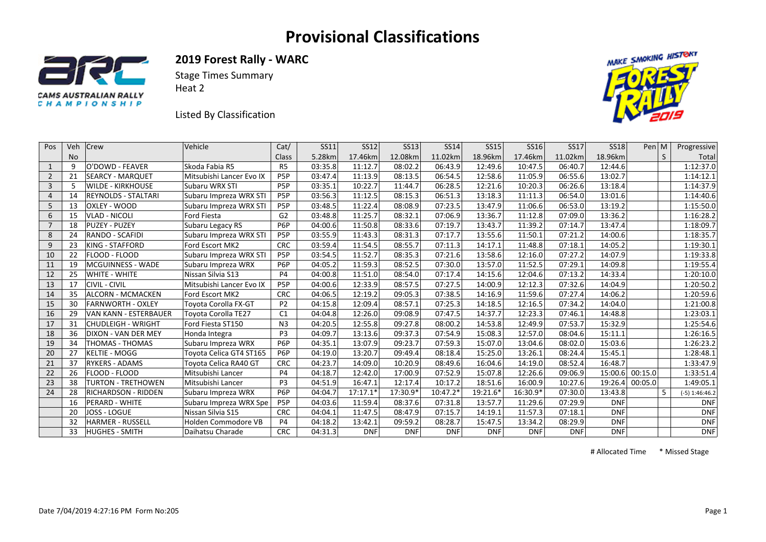# Provisional Classifications

CAMS AUSTRALIAN RALLY CHAMPIONSHIP

## 2019 Forest Rally - WARC

Stage Times Summary
Heat 2

Listed By Classification

| Pos | Veh No | Crew | Vehicle | Cat/ Class | SS11 5.28km | SS12 17.46km | SS13 12.08km | SS14 11.02km | SS15 18.96km | SS16 17.46km | SS17 11.02km | SS18 18.96km | Pen | M S | Progressive Total |
|---|---|---|---|---|---|---|---|---|---|---|---|---|---|---|---|
| 1 | 9 | O'DOWD - FEAVER | Skoda Fabia R5 | R5 | 03:35.8 | 11:12.7 | 08:02.2 | 06:43.9 | 12:49.6 | 10:47.5 | 06:40.7 | 12:44.6 | | | 1:12:37.0 |
| 2 | 21 | SEARCY - MARQUET | Mitsubishi Lancer Evo IX | P5P | 03:47.4 | 11:13.9 | 08:13.5 | 06:54.5 | 12:58.6 | 11:05.9 | 06:55.6 | 13:02.7 | | | 1:14:12.1 |
| 3 | 5 | WILDE - KIRKHOUSE | Subaru WRX STI | P5P | 03:35.1 | 10:22.7 | 11:44.7 | 06:28.5 | 12:21.6 | 10:20.3 | 06:26.6 | 13:18.4 | | | 1:14:37.9 |
| 4 | 14 | REYNOLDS - STALTARI | Subaru Impreza WRX STI | P5P | 03:56.3 | 11:12.5 | 08:15.3 | 06:51.3 | 13:18.3 | 11:11.3 | 06:54.0 | 13:01.6 | | | 1:14:40.6 |
| 5 | 13 | OXLEY - WOOD | Subaru Impreza WRX STI | P5P | 03:48.5 | 11:22.4 | 08:08.9 | 07:23.5 | 13:47.9 | 11:06.6 | 06:53.0 | 13:19.2 | | | 1:15:50.0 |
| 6 | 15 | VLAD - NICOLI | Ford Fiesta | G2 | 03:48.8 | 11:25.7 | 08:32.1 | 07:06.9 | 13:36.7 | 11:12.8 | 07:09.0 | 13:36.2 | | | 1:16:28.2 |
| 7 | 18 | PUZEY - PUZEY | Subaru Legacy RS | P6P | 04:00.6 | 11:50.8 | 08:33.6 | 07:19.7 | 13:43.7 | 11:39.2 | 07:14.7 | 13:47.4 | | | 1:18:09.7 |
| 8 | 24 | RANDO - SCAFIDI | Subaru Impreza WRX STI | P5P | 03:55.9 | 11:43.3 | 08:31.3 | 07:17.7 | 13:55.6 | 11:50.1 | 07:21.2 | 14:00.6 | | | 1:18:35.7 |
| 9 | 23 | KING - STAFFORD | Ford Escort MK2 | CRC | 03:59.4 | 11:54.5 | 08:55.7 | 07:11.3 | 14:17.1 | 11:48.8 | 07:18.1 | 14:05.2 | | | 1:19:30.1 |
| 10 | 22 | FLOOD - FLOOD | Subaru Impreza WRX STI | P5P | 03:54.5 | 11:52.7 | 08:35.3 | 07:21.6 | 13:58.6 | 12:16.0 | 07:27.2 | 14:07.9 | | | 1:19:33.8 |
| 11 | 19 | MCGUINNESS - WADE | Subaru Impreza WRX | P6P | 04:05.2 | 11:59.3 | 08:52.5 | 07:30.0 | 13:57.0 | 11:52.5 | 07:29.1 | 14:09.8 | | | 1:19:55.4 |
| 12 | 25 | WHITE - WHITE | Nissan Silvia S13 | P4 | 04:00.8 | 11:51.0 | 08:54.0 | 07:17.4 | 14:15.6 | 12:04.6 | 07:13.2 | 14:33.4 | | | 1:20:10.0 |
| 13 | 17 | CIVIL - CIVIL | Mitsubishi Lancer Evo IX | P5P | 04:00.6 | 12:33.9 | 08:57.5 | 07:27.5 | 14:00.9 | 12:12.3 | 07:32.6 | 14:04.9 | | | 1:20:50.2 |
| 14 | 35 | ALCORN - MCMACKEN | Ford Escort MK2 | CRC | 04:06.5 | 12:19.2 | 09:05.3 | 07:38.5 | 14:16.9 | 11:59.6 | 07:27.4 | 14:06.2 | | | 1:20:59.6 |
| 15 | 30 | FARNWORTH - OXLEY | Toyota Corolla FX-GT | P2 | 04:15.8 | 12:09.4 | 08:57.1 | 07:25.3 | 14:18.5 | 12:16.5 | 07:34.2 | 14:04.0 | | | 1:21:00.8 |
| 16 | 29 | VAN KANN - ESTERBAUER | Toyota Corolla TE27 | C1 | 04:04.8 | 12:26.0 | 09:08.9 | 07:47.5 | 14:37.7 | 12:23.3 | 07:46.1 | 14:48.8 | | | 1:23:03.1 |
| 17 | 31 | CHUDLEIGH - WRIGHT | Ford Fiesta ST150 | N3 | 04:20.5 | 12:55.8 | 09:27.8 | 08:00.2 | 14:53.8 | 12:49.9 | 07:53.7 | 15:32.9 | | | 1:25:54.6 |
| 18 | 36 | DIXON - VAN DER MEY | Honda Integra | P3 | 04:09.7 | 13:13.6 | 09:37.3 | 07:54.9 | 15:08.3 | 12:57.0 | 08:04.6 | 15:11.1 | | | 1:26:16.5 |
| 19 | 34 | THOMAS - THOMAS | Subaru Impreza WRX | P6P | 04:35.1 | 13:07.9 | 09:23.7 | 07:59.3 | 15:07.0 | 13:04.6 | 08:02.0 | 15:03.6 | | | 1:26:23.2 |
| 20 | 27 | KELTIE - MOGG | Toyota Celica GT4 ST165 | P6P | 04:19.0 | 13:20.7 | 09:49.4 | 08:18.4 | 15:25.0 | 13:26.1 | 08:24.4 | 15:45.1 | | | 1:28:48.1 |
| 21 | 37 | RYKERS - ADAMS | Toyota Celica RA40 GT | CRC | 04:23.7 | 14:09.0 | 10:20.9 | 08:49.6 | 16:04.6 | 14:19.0 | 08:52.4 | 16:48.7 | | | 1:33:47.9 |
| 22 | 26 | FLOOD - FLOOD | Mitsubishi Lancer | P4 | 04:18.7 | 12:42.0 | 17:00.9 | 07:52.9 | 15:07.8 | 12:26.6 | 09:06.9 | 15:00.6 | 00:15.0 | | 1:33:51.4 |
| 23 | 38 | TURTON - TRETHOWEN | Mitsubishi Lancer | P3 | 04:51.9 | 16:47.1 | 12:17.4 | 10:17.2 | 18:51.6 | 16:00.9 | 10:27.6 | 19:26.4 | 00:05.0 | | 1:49:05.1 |
| 24 | 28 | RICHARDSON - RIDDEN | Subaru Impreza WRX | P6P | 04:04.7 | 17:17.1* | 17:30.9* | 10:47.2* | 19:21.6* | 16:30.9* | 07:30.0 | 13:43.8 | | 5 | (-5) 1:46:46.2 |
| | 16 | PERARD - WHITE | Subaru Impreza WRX Spe | P5P | 04:03.6 | 11:59.4 | 08:37.6 | 07:31.8 | 13:57.7 | 11:29.6 | 07:29.9 | DNF | | | DNF |
| | 20 | JOSS - LOGUE | Nissan Silvia S15 | CRC | 04:04.1 | 11:47.5 | 08:47.9 | 07:15.7 | 14:19.1 | 11:57.3 | 07:18.1 | DNF | | | DNF |
| | 32 | HARMER - RUSSELL | Holden Commodore VB | P4 | 04:18.2 | 13:42.1 | 09:59.2 | 08:28.7 | 15:47.5 | 13:34.2 | 08:29.9 | DNF | | | DNF |
| | 33 | HUGHES - SMITH | Daihatsu Charade | CRC | 04:31.3 | DNF | DNF | DNF | DNF | DNF | DNF | DNF | | | DNF |

# Allocated Time * Missed Stage

Date 7/04/2019 4:27:16 PM Form No:205